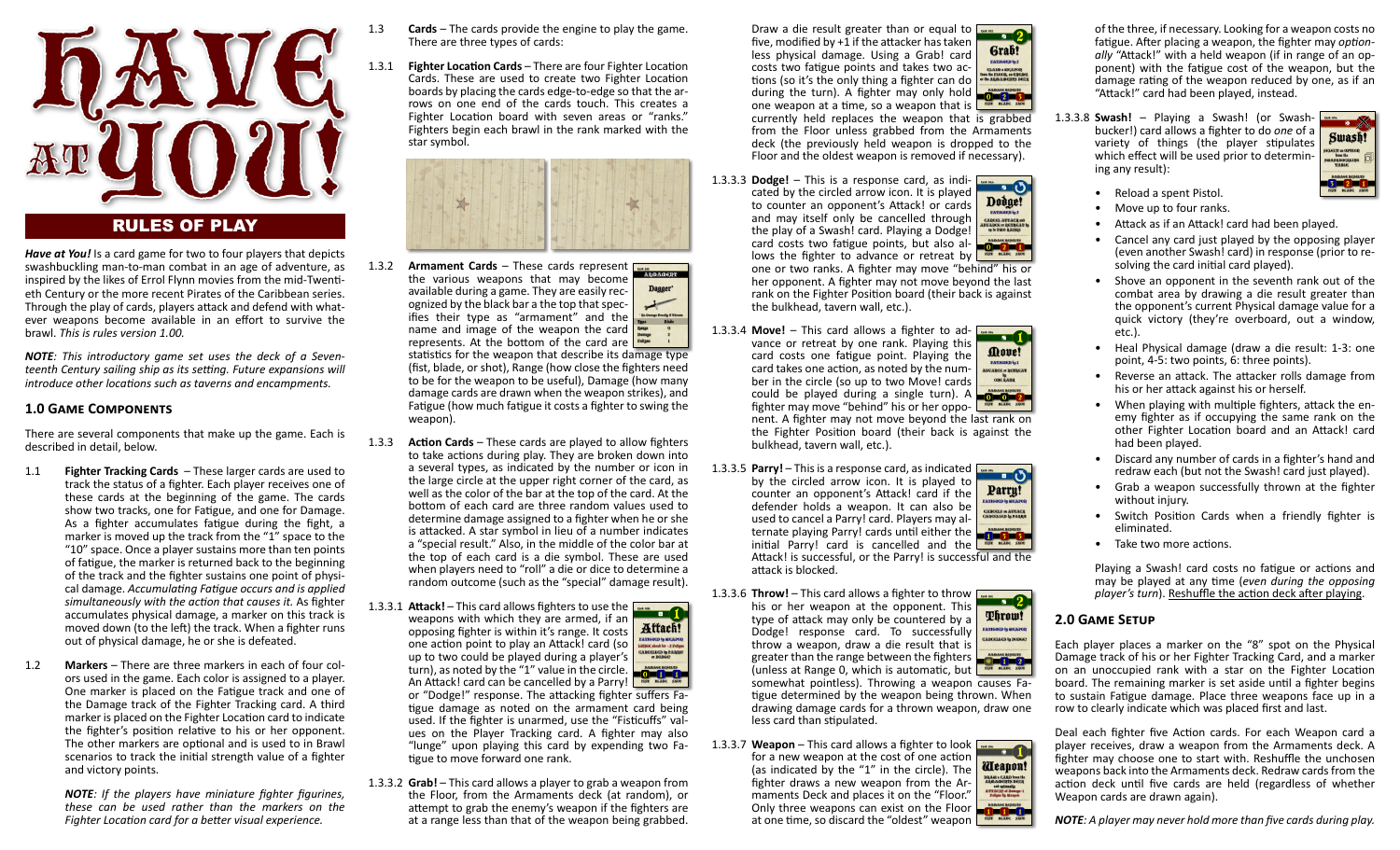# HAVE AT YOU!

## RULES OF PLAY

***Have at You!*** is a card game for two to four players that depicts swashbuckling man-to-man combat in an age of adventure, as inspired by the likes of Errol Flynn movies from the mid-Twentieth Century or the more recent Pirates of the Caribbean series. Through the play of cards, players attack and defend with whatever weapons become available in an effort to survive the brawl. *This is rules version 1.00.*

***NOTE**: This introductory game set uses the deck of a Seventeenth Century sailing ship as its setting. Future expansions will introduce other locations such as taverns and encampments.*

### 1.0 Game Components

There are several components that make up the game. Each is described in detail, below.

1.1 **Fighter Tracking Cards** – These larger cards are used to track the status of a fighter. Each player receives one of these cards at the beginning of the game. The cards show two tracks, one for Fatigue, and one for Damage. As a fighter accumulates fatigue during the fight, a marker is moved up the track from the "1" space to the "10" space. Once a player sustains more than ten points of fatigue, the marker is returned back to the beginning of the track and the fighter sustains one point of physical damage. *Accumulating Fatigue occurs and is applied simultaneously with the action that causes it.* As fighter accumulates physical damage, a marker on this track is moved down (to the left) the track. When a fighter runs out of physical damage, he or she is defeated.

1.2 **Markers** – There are three markers in each of four colors used in the game. Each color is assigned to a player. One marker is placed on the Fatigue track and one of the Damage track of the Fighter Tracking card. A third marker is placed on the Fighter Location card to indicate the fighter's position relative to his or her opponent. The other markers are optional and is used to in Brawl scenarios to track the initial strength value of a fighter and victory points.

*NOTE: If the players have miniature fighter figurines, these can be used rather than the markers on the Fighter Location card for a better visual experience.*

1.3 **Cards** – The cards provide the engine to play the game. There are three types of cards:

1.3.1 **Fighter Location Cards** – There are four Fighter Location Cards. These are used to create two Fighter Location boards by placing the cards edge-to-edge so that the arrows on one end of the cards touch. This creates a Fighter Location board with seven areas or "ranks." Fighters begin each brawl in the rank marked with the star symbol.

1.3.2 **Armament Cards** – These cards represent the various weapons that may become available during a game. They are easily recognized by the black bar a the top that specifies their type as "armament" and the name and image of the weapon the card represents. At the bottom of the card are statistics for the weapon that describe its damage type (fist, blade, or shot), Range (how close the fighters need to be for the weapon to be useful), Damage (how many damage cards are drawn when the weapon strikes), and Fatigue (how much fatigue it costs a fighter to swing the weapon).

1.3.3 **Action Cards** – These cards are played to allow fighters to take actions during play. They are broken down into a several types, as indicated by the number or icon in the large circle at the upper right corner of the card, as well as the color of the bar at the top of the card. At the bottom of each card are three random values used to determine damage assigned to a fighter when he or she is attacked. A star symbol in lieu of a number indicates a "special result." Also, in the middle of the color bar at the top of each card is a die symbol. These are used when players need to "roll" a die or dice to determine a random outcome (such as the "special" damage result).

1.3.3.1 **Attack!** – This card allows fighters to use the weapons with which they are armed, if an opposing fighter is within it's range. It costs one action point to play an Attack! card (so up to two could be played during a player's turn), as noted by the "1" value in the circle. An Attack! card can be cancelled by a Parry! or "Dodge!" response. The attacking fighter suffers Fatigue damage as noted on the armament card being used. If the fighter is unarmed, use the "Fisticuffs" values on the Player Tracking card. A fighter may also "lunge" upon playing this card by expending two Fatigue to move forward one rank.

1.3.3.2 **Grab!** – This card allows a player to grab a weapon from the Floor, from the Armaments deck (at random), or attempt to grab the enemy's weapon if the fighters are at a range less than that of the weapon being grabbed. Draw a die result greater than or equal to five, modified by +1 if the attacker has taken less physical damage. Using a Grab! card costs two fatigue points and takes two actions (so it's the only thing a fighter can do during the turn). A fighter may only hold one weapon at a time, so a weapon that is currently held replaces the weapon that is grabbed from the Floor unless grabbed from the Armaments deck (the previously held weapon is dropped to the Floor and the oldest weapon is removed if necessary).

1.3.3.3 **Dodge!** – This is a response card, as indicated by the circled arrow icon. It is played to counter an opponent's Attack! or cards and may itself only be cancelled through the play of a Swash! card. Playing a Dodge! card costs two fatigue points, but also allows the fighter to advance or retreat by one or two ranks. A fighter may move "behind" his or her opponent. A fighter may not move beyond the last rank on the Fighter Position board (their back is against the bulkhead, tavern wall, etc.).

1.3.3.4 **Move!** – This card allows a fighter to advance or retreat by one rank. Playing this card costs one fatigue point. Playing the card takes one action, as noted by the number in the circle (so up to two Move! cards could be played during a single turn). A fighter may move "behind" his or her opponent. A fighter may not move beyond the last rank on the Fighter Position board (their back is against the bulkhead, tavern wall, etc.).

1.3.3.5 **Parry!** – This is a response card, as indicated by the circled arrow icon. It is played to counter an opponent's Attack! card if the defender holds a weapon. It can also be used to cancel a Parry! card. Players may alternate playing Parry! cards until either the initial Parry! card is cancelled and the Attack! is successful, or the Parry! is successful and the attack is blocked.

1.3.3.6 **Throw!** – This card allows a fighter to throw his or her weapon at the opponent. This type of attack may only be countered by a Dodge! response card. To successfully throw a weapon, draw a die result that is greater than the range between the fighters (unless at Range 0, which is automatic, but somewhat pointless). Throwing a weapon causes Fatigue determined by the weapon being thrown. When drawing damage cards for a thrown weapon, draw one less card than stipulated.

1.3.3.7 **Weapon** – This card allows a fighter to look for a new weapon at the cost of one action (as indicated by the "1" in the circle). The fighter draws a new weapon from the Armaments Deck and places it on the "Floor." Only three weapons can exist on the Floor at one time, so discard the "oldest" weapon of the three, if necessary. Looking for a weapon costs no fatigue. After placing a weapon, the fighter may *optionally* "Attack!" with a held weapon (if in range of an opponent) with the fatigue cost of the weapon, but the damage rating of the weapon reduced by one, as if an "Attack!" card had been played, instead.

1.3.3.8 **Swash!** – Playing a Swash! (or Swashbucker!) card allows a fighter to do *one* of a variety of things (the player stipulates which effect will be used prior to determining any result):

- Reload a spent Pistol.
- Move up to four ranks.
- Attack as if an Attack! card had been played.
- Cancel any card just played by the opposing player (even another Swash! card) in response (prior to resolving the card initial card played).
- Shove an opponent in the seventh rank out of the combat area by drawing a die result greater than the opponent's current Physical damage value for a quick victory (they're overboard, out a window, etc.).
- Heal Physical damage (draw a die result: 1-3: one point, 4-5: two points, 6: three points).
- Reverse an attack. The attacker rolls damage from his or her attack against his or herself.
- When playing with multiple fighters, attack the enemy fighter as if occupying the same rank on the other Fighter Location board and an Attack! card had been played.
- Discard any number of cards in a fighter's hand and redraw each (but not the Swash! card just played).
- Grab a weapon successfully thrown at the fighter without injury.
- Switch Position Cards when a friendly fighter is eliminated.
- Take two more actions.

Playing a Swash! card costs no fatigue or actions and may be played at any time (*even during the opposing player's turn*). Reshuffle the action deck after playing.

### 2.0 Game Setup

Each player places a marker on the "8" spot on the Physical Damage track of his or her Fighter Tracking Card, and a marker on an unoccupied rank with a star on the Fighter Location board. The remaining marker is set aside until a fighter begins to sustain Fatigue damage. Place three weapons face up in a row to clearly indicate which was placed first and last.

Deal each fighter five Action cards. For each Weapon card a player receives, draw a weapon from the Armaments deck. A fighter may choose one to start with. Reshuffle the unchosen weapons back into the Armaments deck. Redraw cards from the action deck until five cards are held (regardless of whether Weapon cards are drawn again).

***NOTE**: A player may never hold more than five cards during play.*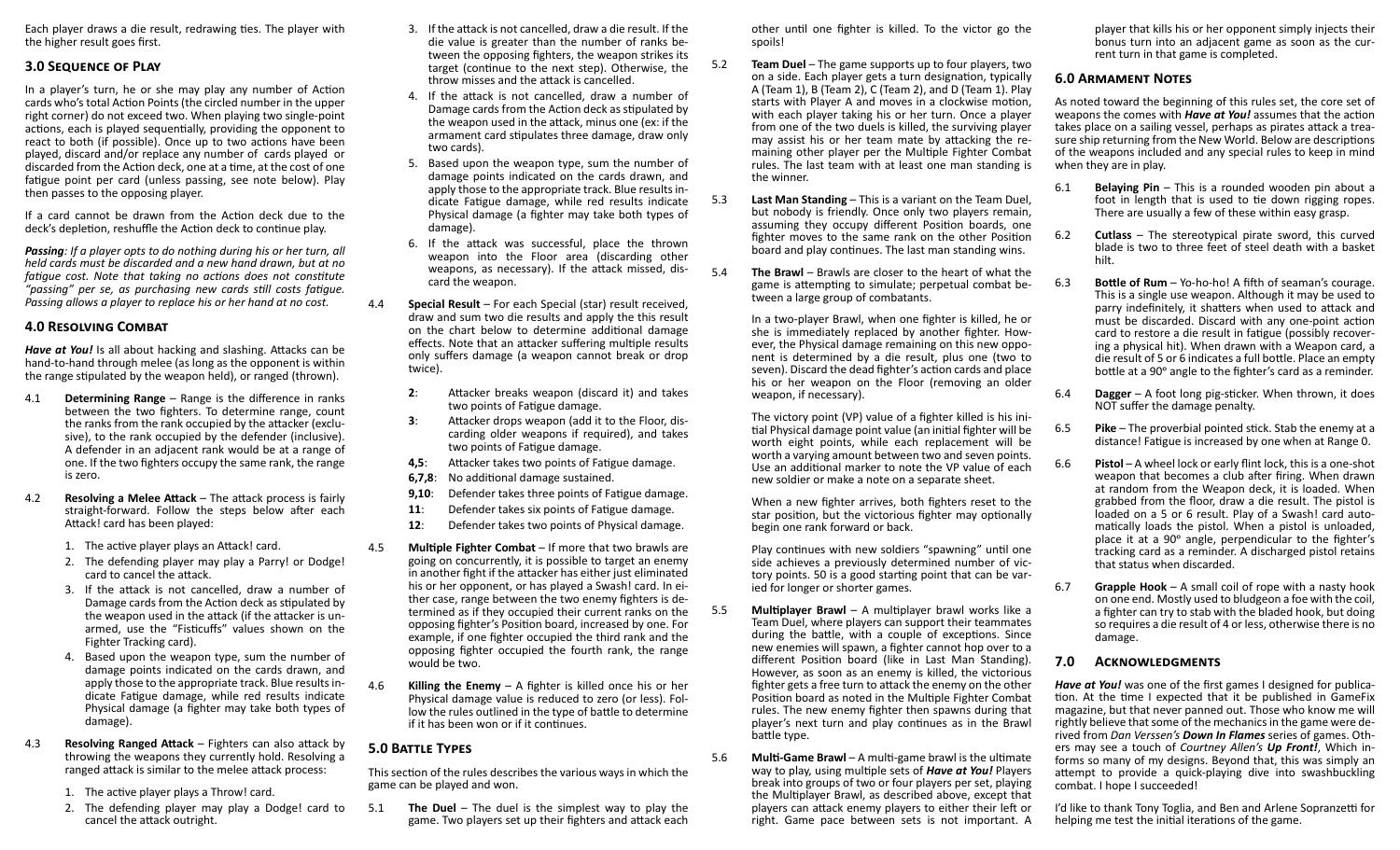Each player draws a die result, redrawing ties. The player with the higher result goes first.

## 3.0 Sequence of Play

In a player's turn, he or she may play any number of Action cards who's total Action Points (the circled number in the upper right corner) do not exceed two. When playing two single-point actions, each is played sequentially, providing the opponent to react to both (if possible). Once up to two actions have been played, discard and/or replace any number of cards played or discarded from the Action deck, one at a time, at the cost of one fatigue point per card (unless passing, see note below). Play then passes to the opposing player.

If a card cannot be drawn from the Action deck due to the deck's depletion, reshuffle the Action deck to continue play.

***Passing**: If a player opts to do nothing during his or her turn, all held cards must be discarded and a new hand drawn, but at no fatigue cost. Note that taking no actions does not constitute "passing" per se, as purchasing new cards still costs fatigue. Passing allows a player to replace his or her hand at no cost.*

## 4.0 Resolving Combat

***Have at You!*** is all about hacking and slashing. Attacks can be hand-to-hand through melee (as long as the opponent is within the range stipulated by the weapon held), or ranged (thrown).

4.1 **Determining Range** – Range is the difference in ranks between the two fighters. To determine range, count the ranks from the rank occupied by the attacker (exclusive), to the rank occupied by the defender (inclusive). A defender in an adjacent rank would be at a range of one. If the two fighters occupy the same rank, the range is zero.

4.2 **Resolving a Melee Attack** – The attack process is fairly straight-forward. Follow the steps below after each Attack! card has been played:

1. The active player plays an Attack! card.
2. The defending player may play a Parry! or Dodge! card to cancel the attack.
3. If the attack is not cancelled, draw a number of Damage cards from the Action deck as stipulated by the weapon used in the attack (if the attacker is unarmed, use the "Fisticuffs" values shown on the Fighter Tracking card).
4. Based upon the weapon type, sum the number of damage points indicated on the cards drawn, and apply those to the appropriate track. Blue results indicate Fatigue damage, while red results indicate Physical damage (a fighter may take both types of damage).

4.3 **Resolving Ranged Attack** – Fighters can also attack by throwing the weapons they currently hold. Resolving a ranged attack is similar to the melee attack process:

1. The active player plays a Throw! card.
2. The defending player may play a Dodge! card to cancel the attack outright.
3. If the attack is not cancelled, draw a die result. If the die value is greater than the number of ranks between the opposing fighters, the weapon strikes its target (continue to the next step). Otherwise, the throw misses and the attack is cancelled.
4. If the attack is not cancelled, draw a number of Damage cards from the Action deck as stipulated by the weapon used in the attack, minus one (ex: if the armament card stipulates three damage, draw only two cards).
5. Based upon the weapon type, sum the number of damage points indicated on the cards drawn, and apply those to the appropriate track. Blue results indicate Fatigue damage, while red results indicate Physical damage (a fighter may take both types of damage).
6. If the attack was successful, place the thrown weapon into the Floor area (discarding other weapons, as necessary). If the attack missed, discard the weapon.

4.4 **Special Result** – For each Special (star) result received, draw and sum two die results and apply the this result on the chart below to determine additional damage effects. Note that an attacker suffering multiple results only suffers damage (a weapon cannot break or drop twice).

- **2**: Attacker breaks weapon (discard it) and takes two points of Fatigue damage.
- **3**: Attacker drops weapon (add it to the Floor, discarding older weapons if required), and takes two points of Fatigue damage.
- **4,5**: Attacker takes two points of Fatigue damage.
- **6,7,8**: No additional damage sustained.
- **9,10**: Defender takes three points of Fatigue damage.
- **11**: Defender takes six points of Fatigue damage.
- **12**: Defender takes two points of Physical damage.

4.5 **Multiple Fighter Combat** – If more that two brawls are going on concurrently, it is possible to target an enemy in another fight if the attacker has either just eliminated his or her opponent, or has played a Swash! card. In either case, range between the two enemy fighters is determined as if they occupied their current ranks on the opposing fighter's Position board, increased by one. For example, if one fighter occupied the third rank and the opposing fighter occupied the fourth rank, the range would be two.

4.6 **Killing the Enemy** – A fighter is killed once his or her Physical damage value is reduced to zero (or less). Follow the rules outlined in the type of battle to determine if it has been won or if it continues.

## 5.0 Battle Types

This section of the rules describes the various ways in which the game can be played and won.

5.1 **The Duel** – The duel is the simplest way to play the game. Two players set up their fighters and attack each other until one fighter is killed. To the victor go the spoils!

5.2 **Team Duel** – The game supports up to four players, two on a side. Each player gets a turn designation, typically A (Team 1), B (Team 2), C (Team 2), and D (Team 1). Play starts with Player A and moves in a clockwise motion, with each player taking his or her turn. Once a player from one of the two duels is killed, the surviving player may assist his or her team mate by attacking the remaining other player per the Multiple Fighter Combat rules. The last team with at least one man standing is the winner.

5.3 **Last Man Standing** – This is a variant on the Team Duel, but nobody is friendly. Once only two players remain, assuming they occupy different Position boards, one fighter moves to the same rank on the other Position board and play continues. The last man standing wins.

5.4 **The Brawl** – Brawls are closer to the heart of what the game is attempting to simulate; perpetual combat between a large group of combatants.

In a two-player Brawl, when one fighter is killed, he or she is immediately replaced by another fighter. However, the Physical damage remaining on this new opponent is determined by a die result, plus one (two to seven). Discard the dead fighter's action cards and place his or her weapon on the Floor (removing an older weapon, if necessary).

The victory point (VP) value of a fighter killed is his initial Physical damage point value (an initial fighter will be worth eight points, while each replacement will be worth a varying amount between two and seven points. Use an additional marker to note the VP value of each new soldier or make a note on a separate sheet.

When a new fighter arrives, both fighters reset to the star position, but the victorious fighter may optionally begin one rank forward or back.

Play continues with new soldiers "spawning" until one side achieves a previously determined number of victory points. 50 is a good starting point that can be varied for longer or shorter games.

5.5 **Multiplayer Brawl** – A multiplayer brawl works like a Team Duel, where players can support their teammates during the battle, with a couple of exceptions. Since new enemies will spawn, a fighter cannot hop over to a different Position board (like in Last Man Standing). However, as soon as an enemy is killed, the victorious fighter gets a free turn to attack the enemy on the other Position board as noted in the Multiple Fighter Combat rules. The new enemy fighter then spawns during that player's next turn and play continues as in the Brawl battle type.

5.6 **Multi-Game Brawl** – A multi-game brawl is the ultimate way to play, using multiple sets of ***Have at You!*** Players break into groups of two or four players per set, playing the Multiplayer Brawl, as described above, except that players can attack enemy players to either their left or right. Game pace between sets is not important. A player that kills his or her opponent simply injects their bonus turn into an adjacent game as soon as the current turn in that game is completed.

## 6.0 Armament Notes

As noted toward the beginning of this rules set, the core set of weapons the comes with ***Have at You!*** assumes that the action takes place on a sailing vessel, perhaps as pirates attack a treasure ship returning from the New World. Below are descriptions of the weapons included and any special rules to keep in mind when they are in play.

6.1 **Belaying Pin** – This is a rounded wooden pin about a foot in length that is used to tie down rigging ropes. There are usually a few of these within easy grasp.

6.2 **Cutlass** – The stereotypical pirate sword, this curved blade is two to three feet of steel death with a basket hilt.

6.3 **Bottle of Rum** – Yo-ho-ho! A fifth of seaman's courage. This is a single use weapon. Although it may be used to parry indefinitely, it shatters when used to attack and must be discarded. Discard with any one-point action card to restore a die result in fatigue (possibly recovering a physical hit). When drawn with a Weapon card, a die result of 5 or 6 indicates a full bottle. Place an empty bottle at a 90° angle to the fighter's card as a reminder.

6.4 **Dagger** – A foot long pig-sticker. When thrown, it does NOT suffer the damage penalty.

6.5 **Pike** – The proverbial pointed stick. Stab the enemy at a distance! Fatigue is increased by one when at Range 0.

6.6 **Pistol** – A wheel lock or early flint lock, this is a one-shot weapon that becomes a club after firing. When drawn at random from the Weapon deck, it is loaded. When grabbed from the floor, draw a die result. The pistol is loaded on a 5 or 6 result. Play of a Swash! card automatically loads the pistol. When a pistol is unloaded, place it at a 90° angle, perpendicular to the fighter's tracking card as a reminder. A discharged pistol retains that status when discarded.

6.7 **Grapple Hook** – A small coil of rope with a nasty hook on one end. Mostly used to bludgeon a foe with the coil, a fighter can try to stab with the bladed hook, but doing so requires a die result of 4 or less, otherwise there is no damage.

## 7.0 Acknowledgments

***Have at You!*** was one of the first games I designed for publication. At the time I expected that it be published in GameFix magazine, but that never panned out. Those who know me will rightly believe that some of the mechanics in the game were derived from *Dan Verssen's* ***Down In Flames*** series of games. Others may see a touch of *Courtney Allen's* ***Up Front!***, Which informs so many of my designs. Beyond that, this was simply an attempt to provide a quick-playing dive into swashbuckling combat. I hope I succeeded!

I'd like to thank Tony Toglia, and Ben and Arlene Sopranzetti for helping me test the initial iterations of the game.